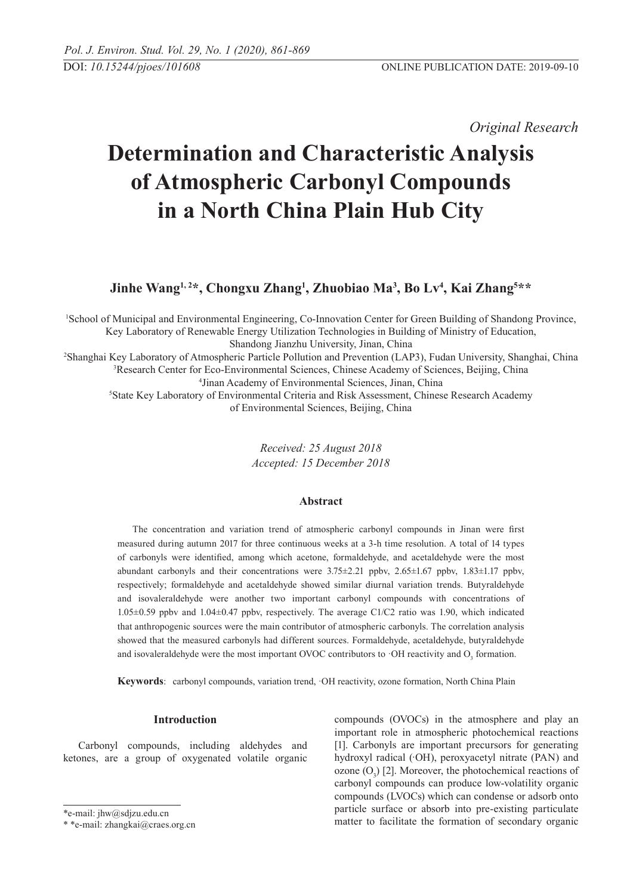DOI: *10.15244/pjoes/101608*

ONLINE PUBLICATION DATE: 2019-09-10

*Original Research*

# Determination and Characteristic Analysis of Atmospheric Carbonyl Compounds in a North China Plain Hub City

**Jinhe Wang[1, 2]*, Chongxu Zhang[1], Zhuobiao Ma[3], Bo Lv[4], Kai Zhang[5]****

[1]School of Municipal and Environmental Engineering, Co-Innovation Center for Green Building of Shandong Province, Key Laboratory of Renewable Energy Utilization Technologies in Building of Ministry of Education, Shandong Jianzhu University, Jinan, China

[2]Shanghai Key Laboratory of Atmospheric Particle Pollution and Prevention (LAP3), Fudan University, Shanghai, China

[3]Research Center for Eco-Environmental Sciences, Chinese Academy of Sciences, Beijing, China

[4]Jinan Academy of Environmental Sciences, Jinan, China

[5]State Key Laboratory of Environmental Criteria and Risk Assessment, Chinese Research Academy of Environmental Sciences, Beijing, China

*Received: 25 August 2018*
*Accepted: 15 December 2018*

### Abstract

The concentration and variation trend of atmospheric carbonyl compounds in Jinan were first measured during autumn 2017 for three continuous weeks at a 3-h time resolution. A total of 14 types of carbonyls were identified, among which acetone, formaldehyde, and acetaldehyde were the most abundant carbonyls and their concentrations were 3.75±2.21 ppbv, 2.65±1.67 ppbv, 1.83±1.17 ppbv, respectively; formaldehyde and acetaldehyde showed similar diurnal variation trends. Butyraldehyde and isovaleraldehyde were another two important carbonyl compounds with concentrations of 1.05±0.59 ppbv and 1.04±0.47 ppbv, respectively. The average C1/C2 ratio was 1.90, which indicated that anthropogenic sources were the main contributor of atmospheric carbonyls. The correlation analysis showed that the measured carbonyls had different sources. Formaldehyde, acetaldehyde, butyraldehyde and isovaleraldehyde were the most important OVOC contributors to ·OH reactivity and $O_3$ formation.

**Keywords**: carbonyl compounds, variation trend, ·OH reactivity, ozone formation, North China Plain

### Introduction

Carbonyl compounds, including aldehydes and ketones, are a group of oxygenated volatile organic compounds (OVOCs) in the atmosphere and play an important role in atmospheric photochemical reactions [1]. Carbonyls are important precursors for generating hydroxyl radical (·OH), peroxyacetyl nitrate (PAN) and ozone ($O_3$) [2]. Moreover, the photochemical reactions of carbonyl compounds can produce low-volatility organic compounds (LVOCs) which can condense or adsorb onto particle surface or absorb into pre-existing particulate matter to facilitate the formation of secondary organic

*e-mail: jhw@sdjzu.edu.cn

**e-mail: zhangkai@craes.org.cn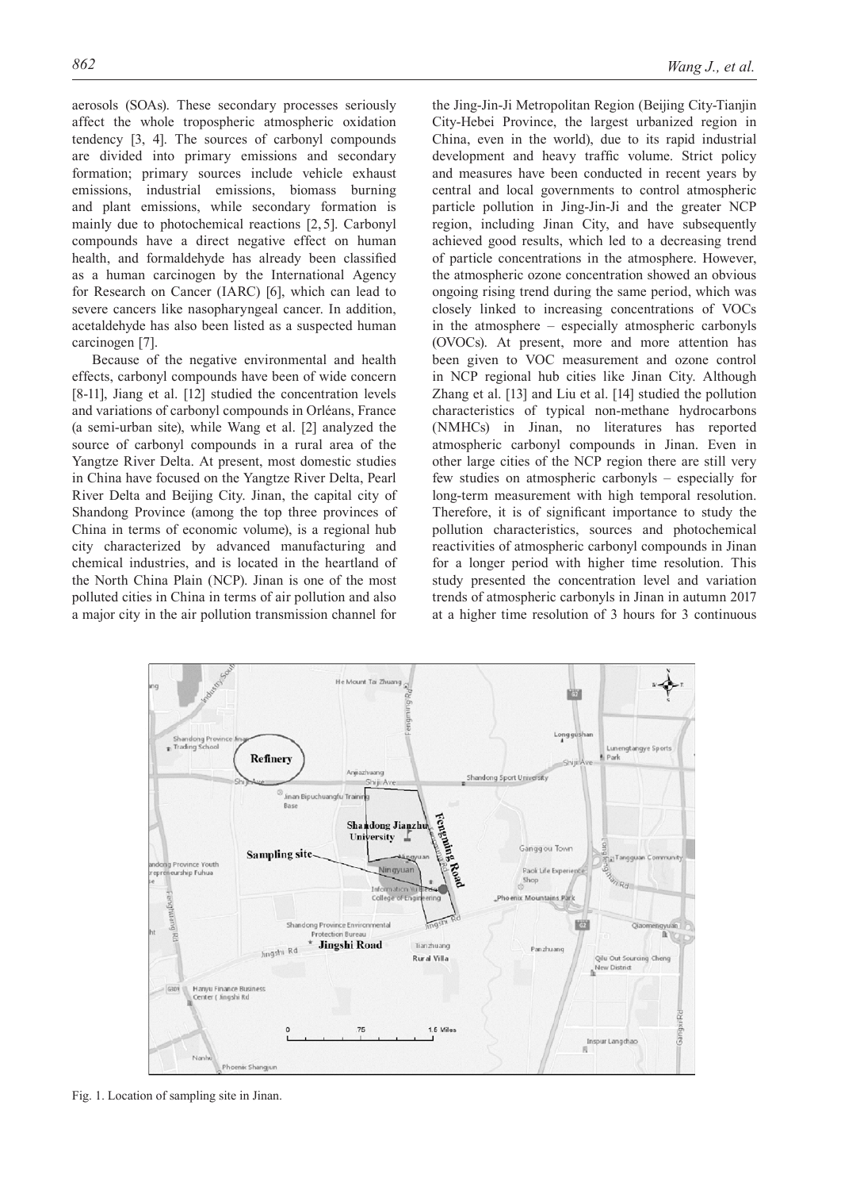aerosols (SOAs). These secondary processes seriously affect the whole tropospheric atmospheric oxidation tendency [3, 4]. The sources of carbonyl compounds are divided into primary emissions and secondary formation; primary sources include vehicle exhaust emissions, industrial emissions, biomass burning and plant emissions, while secondary formation is mainly due to photochemical reactions [2, 5]. Carbonyl compounds have a direct negative effect on human health, and formaldehyde has already been classified as a human carcinogen by the International Agency for Research on Cancer (IARC) [6], which can lead to severe cancers like nasopharyngeal cancer. In addition, acetaldehyde has also been listed as a suspected human carcinogen [7].

Because of the negative environmental and health effects, carbonyl compounds have been of wide concern [8-11], Jiang et al. [12] studied the concentration levels and variations of carbonyl compounds in Orléans, France (a semi-urban site), while Wang et al. [2] analyzed the source of carbonyl compounds in a rural area of the Yangtze River Delta. At present, most domestic studies in China have focused on the Yangtze River Delta, Pearl River Delta and Beijing City. Jinan, the capital city of Shandong Province (among the top three provinces of China in terms of economic volume), is a regional hub city characterized by advanced manufacturing and chemical industries, and is located in the heartland of the North China Plain (NCP). Jinan is one of the most polluted cities in China in terms of air pollution and also a major city in the air pollution transmission channel for the Jing-Jin-Ji Metropolitan Region (Beijing City-Tianjin City-Hebei Province, the largest urbanized region in China, even in the world), due to its rapid industrial development and heavy traffic volume. Strict policy and measures have been conducted in recent years by central and local governments to control atmospheric particle pollution in Jing-Jin-Ji and the greater NCP region, including Jinan City, and have subsequently achieved good results, which led to a decreasing trend of particle concentrations in the atmosphere. However, the atmospheric ozone concentration showed an obvious ongoing rising trend during the same period, which was closely linked to increasing concentrations of VOCs in the atmosphere – especially atmospheric carbonyls (OVOCs). At present, more and more attention has been given to VOC measurement and ozone control in NCP regional hub cities like Jinan City. Although Zhang et al. [13] and Liu et al. [14] studied the pollution characteristics of typical non-methane hydrocarbons (NMHCs) in Jinan, no literatures has reported atmospheric carbonyl compounds in Jinan. Even in other large cities of the NCP region there are still very few studies on atmospheric carbonyls – especially for long-term measurement with high temporal resolution. Therefore, it is of significant importance to study the pollution characteristics, sources and photochemical reactivities of atmospheric carbonyl compounds in Jinan for a longer period with higher time resolution. This study presented the concentration level and variation trends of atmospheric carbonyls in Jinan in autumn 2017 at a higher time resolution of 3 hours for 3 continuous

Fig. 1. Location of sampling site in Jinan.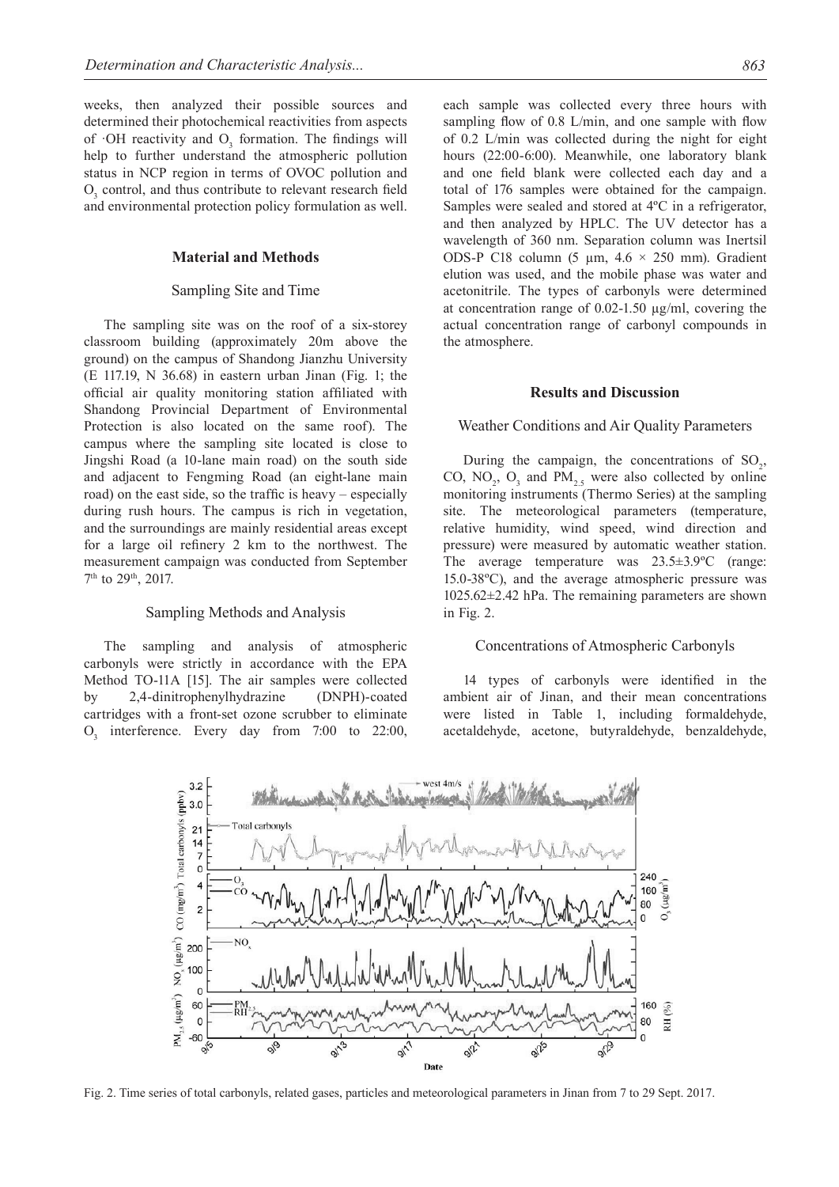weeks, then analyzed their possible sources and determined their photochemical reactivities from aspects of ·OH reactivity and $O_3$ formation. The findings will help to further understand the atmospheric pollution status in NCP region in terms of OVOC pollution and $O_3$ control, and thus contribute to relevant research field and environmental protection policy formulation as well.

## Material and Methods

### Sampling Site and Time

The sampling site was on the roof of a six-storey classroom building (approximately 20m above the ground) on the campus of Shandong Jianzhu University (E 117.19, N 36.68) in eastern urban Jinan (Fig. 1; the official air quality monitoring station affiliated with Shandong Provincial Department of Environmental Protection is also located on the same roof). The campus where the sampling site located is close to Jingshi Road (a 10-lane main road) on the south side and adjacent to Fengming Road (an eight-lane main road) on the east side, so the traffic is heavy – especially during rush hours. The campus is rich in vegetation, and the surroundings are mainly residential areas except for a large oil refinery 2 km to the northwest. The measurement campaign was conducted from September 7th to 29th, 2017.

### Sampling Methods and Analysis

The sampling and analysis of atmospheric carbonyls were strictly in accordance with the EPA Method TO-11A [15]. The air samples were collected by 2,4-dinitrophenylhydrazine (DNPH)-coated cartridges with a front-set ozone scrubber to eliminate $O_3$ interference. Every day from 7:00 to 22:00, each sample was collected every three hours with sampling flow of 0.8 L/min, and one sample with flow of 0.2 L/min was collected during the night for eight hours (22:00-6:00). Meanwhile, one laboratory blank and one field blank were collected each day and a total of 176 samples were obtained for the campaign. Samples were sealed and stored at 4ºC in a refrigerator, and then analyzed by HPLC. The UV detector has a wavelength of 360 nm. Separation column was Inertsil ODS-P C18 column (5 μm, 4.6 × 250 mm). Gradient elution was used, and the mobile phase was water and acetonitrile. The types of carbonyls were determined at concentration range of 0.02-1.50 μg/ml, covering the actual concentration range of carbonyl compounds in the atmosphere.

## Results and Discussion

### Weather Conditions and Air Quality Parameters

During the campaign, the concentrations of $SO_2$, CO, $NO_2$, $O_3$ and $PM_{2.5}$ were also collected by online monitoring instruments (Thermo Series) at the sampling site. The meteorological parameters (temperature, relative humidity, wind speed, wind direction and pressure) were measured by automatic weather station. The average temperature was 23.5±3.9ºC (range: 15.0-38ºC), and the average atmospheric pressure was 1025.62±2.42 hPa. The remaining parameters are shown in Fig. 2.

### Concentrations of Atmospheric Carbonyls

14 types of carbonyls were identified in the ambient air of Jinan, and their mean concentrations were listed in Table 1, including formaldehyde, acetaldehyde, acetone, butyraldehyde, benzaldehyde,

Fig. 2. Time series of total carbonyls, related gases, particles and meteorological parameters in Jinan from 7 to 29 Sept. 2017.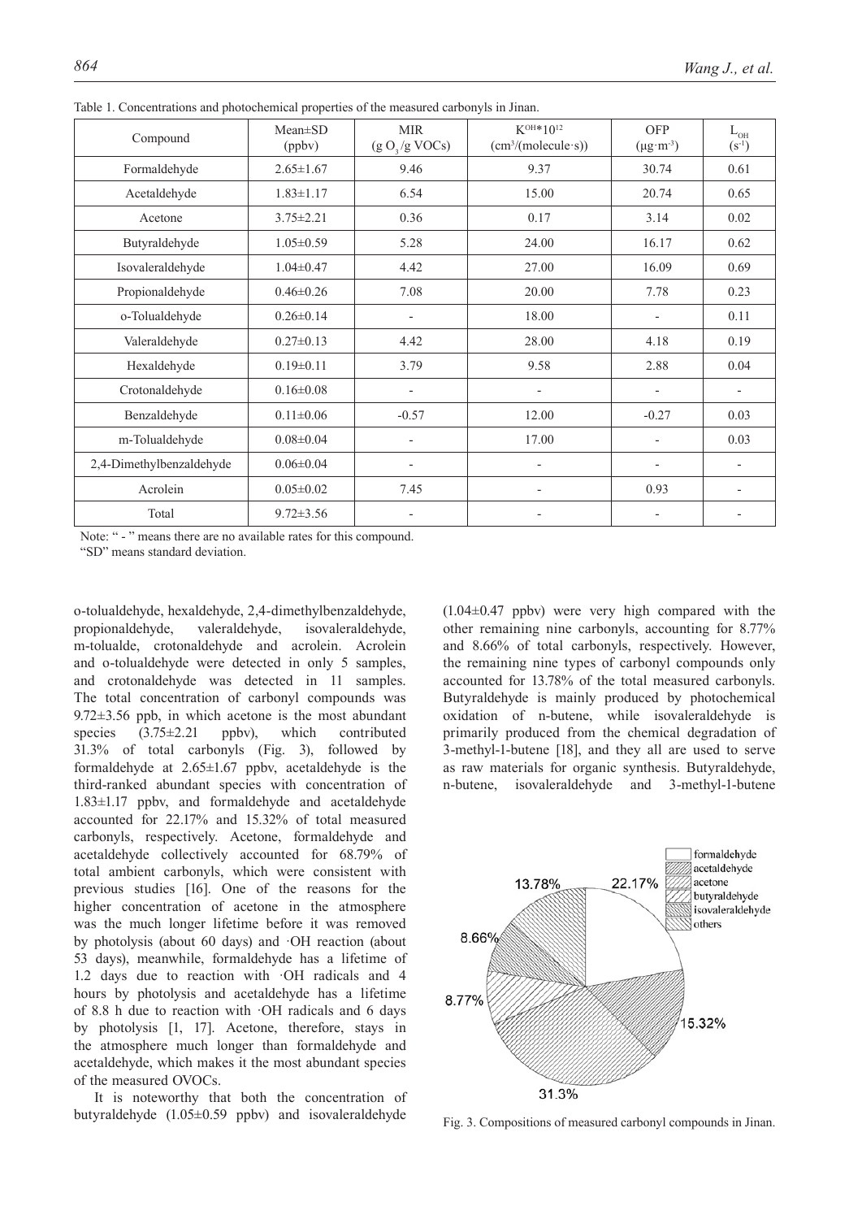Table 1. Concentrations and photochemical properties of the measured carbonyls in Jinan.

| Compound | Mean±SD (ppbv) | MIR ($g\ O_3/g$ VOCs) | $K^{OH}*10^{12}$ ($cm^3/(molecule \cdot s)$) | OFP ($\mu g \cdot m^{-3}$) | $L_{OH}$ ($s^{-1}$) |
|---|---|---|---|---|---|
| Formaldehyde | 2.65±1.67 | 9.46 | 9.37 | 30.74 | 0.61 |
| Acetaldehyde | 1.83±1.17 | 6.54 | 15.00 | 20.74 | 0.65 |
| Acetone | 3.75±2.21 | 0.36 | 0.17 | 3.14 | 0.02 |
| Butyraldehyde | 1.05±0.59 | 5.28 | 24.00 | 16.17 | 0.62 |
| Isovaleraldehyde | 1.04±0.47 | 4.42 | 27.00 | 16.09 | 0.69 |
| Propionaldehyde | 0.46±0.26 | 7.08 | 20.00 | 7.78 | 0.23 |
| o-Tolualdehyde | 0.26±0.14 | - | 18.00 | - | 0.11 |
| Valeraldehyde | 0.27±0.13 | 4.42 | 28.00 | 4.18 | 0.19 |
| Hexaldehyde | 0.19±0.11 | 3.79 | 9.58 | 2.88 | 0.04 |
| Crotonaldehyde | 0.16±0.08 | - | - | - | - |
| Benzaldehyde | 0.11±0.06 | -0.57 | 12.00 | -0.27 | 0.03 |
| m-Tolualdehyde | 0.08±0.04 | - | 17.00 | - | 0.03 |
| 2,4-Dimethylbenzaldehyde | 0.06±0.04 | - | - | - | - |
| Acrolein | 0.05±0.02 | 7.45 | - | 0.93 | - |
| Total | 9.72±3.56 | - | - | - | - |

Note: " - " means there are no available rates for this compound.
"SD" means standard deviation.

o-tolualdehyde, hexaldehyde, 2,4-dimethylbenzaldehyde, propionaldehyde, valeraldehyde, isovaleraldehyde, m-tolualde, crotonaldehyde and acrolein. Acrolein and o-tolualdehyde were detected in only 5 samples, and crotonaldehyde was detected in 11 samples. The total concentration of carbonyl compounds was 9.72±3.56 ppb, in which acetone is the most abundant species (3.75±2.21 ppbv), which contributed 31.3% of total carbonyls (Fig. 3), followed by formaldehyde at 2.65±1.67 ppbv, acetaldehyde is the third-ranked abundant species with concentration of 1.83±1.17 ppbv, and formaldehyde and acetaldehyde accounted for 22.17% and 15.32% of total measured carbonyls, respectively. Acetone, formaldehyde and acetaldehyde collectively accounted for 68.79% of total ambient carbonyls, which were consistent with previous studies [16]. One of the reasons for the higher concentration of acetone in the atmosphere was the much longer lifetime before it was removed by photolysis (about 60 days) and ·OH reaction (about 53 days), meanwhile, formaldehyde has a lifetime of 1.2 days due to reaction with ·OH radicals and 4 hours by photolysis and acetaldehyde has a lifetime of 8.8 h due to reaction with ·OH radicals and 6 days by photolysis [1, 17]. Acetone, therefore, stays in the atmosphere much longer than formaldehyde and acetaldehyde, which makes it the most abundant species of the measured OVOCs.

It is noteworthy that both the concentration of butyraldehyde (1.05±0.59 ppbv) and isovaleraldehyde (1.04±0.47 ppbv) were very high compared with the other remaining nine carbonyls, accounting for 8.77% and 8.66% of total carbonyls, respectively. However, the remaining nine types of carbonyl compounds only accounted for 13.78% of the total measured carbonyls. Butyraldehyde is mainly produced by photochemical oxidation of n-butene, while isovaleraldehyde is primarily produced from the chemical degradation of 3-methyl-1-butene [18], and they all are used to serve as raw materials for organic synthesis. Butyraldehyde, n-butene, isovaleraldehyde and 3-methyl-1-butene

Fig. 3. Compositions of measured carbonyl compounds in Jinan.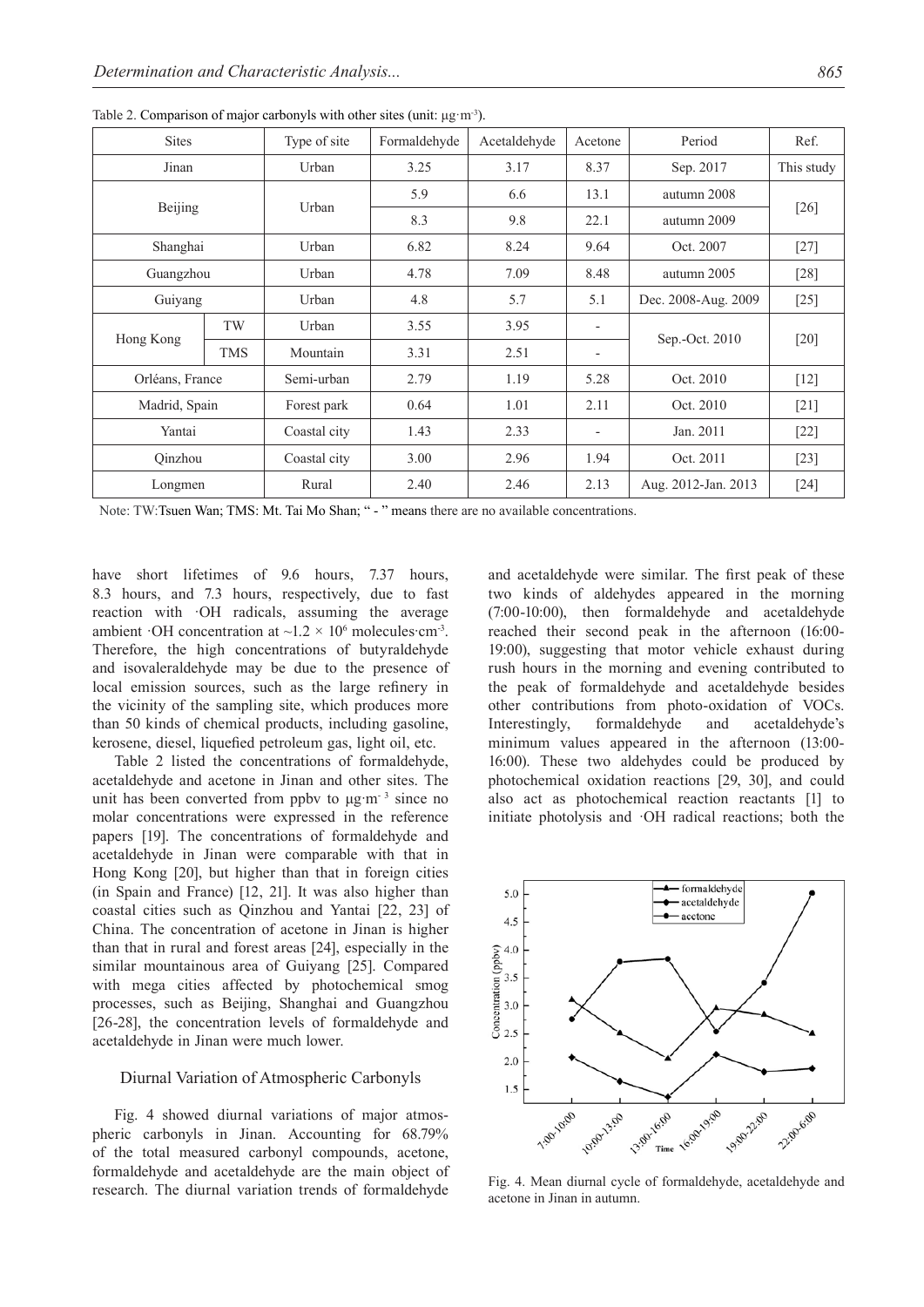Table 2. Comparison of major carbonyls with other sites (unit: μg·m⁻³).

| Sites | | Type of site | Formaldehyde | Acetaldehyde | Acetone | Period | Ref. |
|---|---|---|---|---|---|---|---|
| Jinan | | Urban | 3.25 | 3.17 | 8.37 | Sep. 2017 | This study |
| Beijing | | Urban | 5.9 | 6.6 | 13.1 | autumn 2008 | [26] |
| | | | 8.3 | 9.8 | 22.1 | autumn 2009 | |
| Shanghai | | Urban | 6.82 | 8.24 | 9.64 | Oct. 2007 | [27] |
| Guangzhou | | Urban | 4.78 | 7.09 | 8.48 | autumn 2005 | [28] |
| Guiyang | | Urban | 4.8 | 5.7 | 5.1 | Dec. 2008-Aug. 2009 | [25] |
| Hong Kong | TW | Urban | 3.55 | 3.95 | - | Sep.-Oct. 2010 | [20] |
| | TMS | Mountain | 3.31 | 2.51 | - | | |
| Orléans, France | | Semi-urban | 2.79 | 1.19 | 5.28 | Oct. 2010 | [12] |
| Madrid, Spain | | Forest park | 0.64 | 1.01 | 2.11 | Oct. 2010 | [21] |
| Yantai | | Coastal city | 1.43 | 2.33 | - | Jan. 2011 | [22] |
| Qinzhou | | Coastal city | 3.00 | 2.96 | 1.94 | Oct. 2011 | [23] |
| Longmen | | Rural | 2.40 | 2.46 | 2.13 | Aug. 2012-Jan. 2013 | [24] |

Note: TW:Tsuen Wan; TMS: Mt. Tai Mo Shan; " - " means there are no available concentrations.

have short lifetimes of 9.6 hours, 7.37 hours, 8.3 hours, and 7.3 hours, respectively, due to fast reaction with ·OH radicals, assuming the average ambient ·OH concentration at $\sim 1.2 \times 10^6$ molecules·cm$^{-3}$. Therefore, the high concentrations of butyraldehyde and isovaleraldehyde may be due to the presence of local emission sources, such as the large refinery in the vicinity of the sampling site, which produces more than 50 kinds of chemical products, including gasoline, kerosene, diesel, liquefied petroleum gas, light oil, etc.

Table 2 listed the concentrations of formaldehyde, acetaldehyde and acetone in Jinan and other sites. The unit has been converted from ppbv to μg·m$^{-3}$ since no molar concentrations were expressed in the reference papers [19]. The concentrations of formaldehyde and acetaldehyde in Jinan were comparable with that in Hong Kong [20], but higher than that in foreign cities (in Spain and France) [12, 21]. It was also higher than coastal cities such as Qinzhou and Yantai [22, 23] of China. The concentration of acetone in Jinan is higher than that in rural and forest areas [24], especially in the similar mountainous area of Guiyang [25]. Compared with mega cities affected by photochemical smog processes, such as Beijing, Shanghai and Guangzhou [26-28], the concentration levels of formaldehyde and acetaldehyde in Jinan were much lower.

## Diurnal Variation of Atmospheric Carbonyls

Fig. 4 showed diurnal variations of major atmospheric carbonyls in Jinan. Accounting for 68.79% of the total measured carbonyl compounds, acetone, formaldehyde and acetaldehyde are the main object of research. The diurnal variation trends of formaldehyde and acetaldehyde were similar. The first peak of these two kinds of aldehydes appeared in the morning (7:00-10:00), then formaldehyde and acetaldehyde reached their second peak in the afternoon (16:00-19:00), suggesting that motor vehicle exhaust during rush hours in the morning and evening contributed to the peak of formaldehyde and acetaldehyde besides other contributions from photo-oxidation of VOCs. Interestingly, formaldehyde and acetaldehyde's minimum values appeared in the afternoon (13:00-16:00). These two aldehydes could be produced by photochemical oxidation reactions [29, 30], and could also act as photochemical reaction reactants [1] to initiate photolysis and ·OH radical reactions; both the

Fig. 4. Mean diurnal cycle of formaldehyde, acetaldehyde and acetone in Jinan in autumn.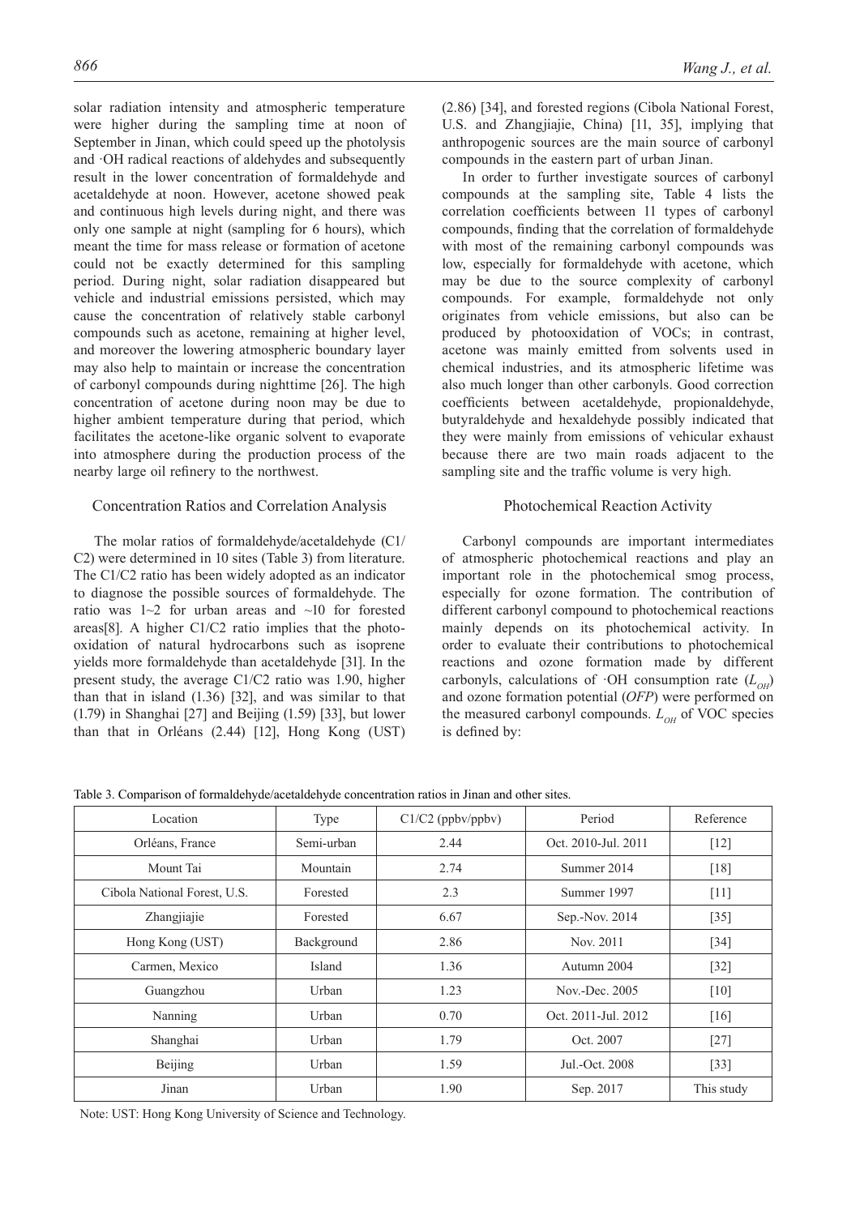solar radiation intensity and atmospheric temperature were higher during the sampling time at noon of September in Jinan, which could speed up the photolysis and ·OH radical reactions of aldehydes and subsequently result in the lower concentration of formaldehyde and acetaldehyde at noon. However, acetone showed peak and continuous high levels during night, and there was only one sample at night (sampling for 6 hours), which meant the time for mass release or formation of acetone could not be exactly determined for this sampling period. During night, solar radiation disappeared but vehicle and industrial emissions persisted, which may cause the concentration of relatively stable carbonyl compounds such as acetone, remaining at higher level, and moreover the lowering atmospheric boundary layer may also help to maintain or increase the concentration of carbonyl compounds during nighttime [26]. The high concentration of acetone during noon may be due to higher ambient temperature during that period, which facilitates the acetone-like organic solvent to evaporate into atmosphere during the production process of the nearby large oil refinery to the northwest.

## Concentration Ratios and Correlation Analysis

The molar ratios of formaldehyde/acetaldehyde (C1/C2) were determined in 10 sites (Table 3) from literature. The C1/C2 ratio has been widely adopted as an indicator to diagnose the possible sources of formaldehyde. The ratio was 1~2 for urban areas and ~10 for forested areas[8]. A higher C1/C2 ratio implies that the photo-oxidation of natural hydrocarbons such as isoprene yields more formaldehyde than acetaldehyde [31]. In the present study, the average C1/C2 ratio was 1.90, higher than that in island (1.36) [32], and was similar to that (1.79) in Shanghai [27] and Beijing (1.59) [33], but lower than that in Orléans (2.44) [12], Hong Kong (UST) (2.86) [34], and forested regions (Cibola National Forest, U.S. and Zhangjiajie, China) [11, 35], implying that anthropogenic sources are the main source of carbonyl compounds in the eastern part of urban Jinan.

In order to further investigate sources of carbonyl compounds at the sampling site, Table 4 lists the correlation coefficients between 11 types of carbonyl compounds, finding that the correlation of formaldehyde with most of the remaining carbonyl compounds was low, especially for formaldehyde with acetone, which may be due to the source complexity of carbonyl compounds. For example, formaldehyde not only originates from vehicle emissions, but also can be produced by photooxidation of VOCs; in contrast, acetone was mainly emitted from solvents used in chemical industries, and its atmospheric lifetime was also much longer than other carbonyls. Good correction coefficients between acetaldehyde, propionaldehyde, butyraldehyde and hexaldehyde possibly indicated that they were mainly from emissions of vehicular exhaust because there are two main roads adjacent to the sampling site and the traffic volume is very high.

## Photochemical Reaction Activity

Carbonyl compounds are important intermediates of atmospheric photochemical reactions and play an important role in the photochemical smog process, especially for ozone formation. The contribution of different carbonyl compound to photochemical reactions mainly depends on its photochemical activity. In order to evaluate their contributions to photochemical reactions and ozone formation made by different carbonyls, calculations of ·OH consumption rate ($L_{OH}$) and ozone formation potential (*OFP*) were performed on the measured carbonyl compounds. $L_{OH}$ of VOC species is defined by:

Table 3. Comparison of formaldehyde/acetaldehyde concentration ratios in Jinan and other sites.

| Location | Type | C1/C2 (ppbv/ppbv) | Period | Reference |
|---|---|---|---|---|
| Orléans, France | Semi-urban | 2.44 | Oct. 2010-Jul. 2011 | [12] |
| Mount Tai | Mountain | 2.74 | Summer 2014 | [18] |
| Cibola National Forest, U.S. | Forested | 2.3 | Summer 1997 | [11] |
| Zhangjiajie | Forested | 6.67 | Sep.-Nov. 2014 | [35] |
| Hong Kong (UST) | Background | 2.86 | Nov. 2011 | [34] |
| Carmen, Mexico | Island | 1.36 | Autumn 2004 | [32] |
| Guangzhou | Urban | 1.23 | Nov.-Dec. 2005 | [10] |
| Nanning | Urban | 0.70 | Oct. 2011-Jul. 2012 | [16] |
| Shanghai | Urban | 1.79 | Oct. 2007 | [27] |
| Beijing | Urban | 1.59 | Jul.-Oct. 2008 | [33] |
| Jinan | Urban | 1.90 | Sep. 2017 | This study |

Note: UST: Hong Kong University of Science and Technology.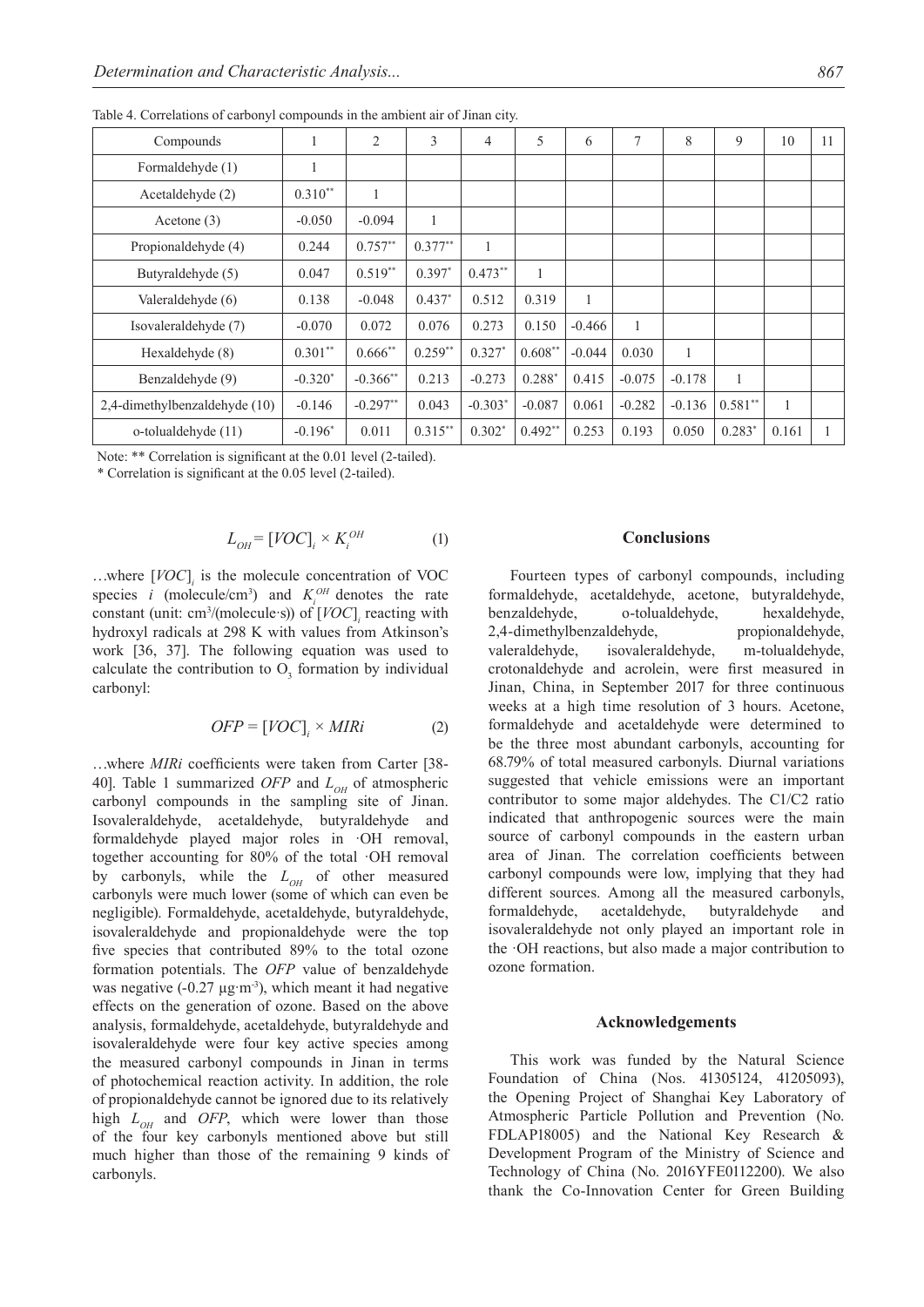Table 4. Correlations of carbonyl compounds in the ambient air of Jinan city.

| Compounds | 1 | 2 | 3 | 4 | 5 | 6 | 7 | 8 | 9 | 10 | 11 |
|---|---|---|---|---|---|---|---|---|---|---|---|
| Formaldehyde (1) | 1 | | | | | | | | | | |
| Acetaldehyde (2) | 0.310** | 1 | | | | | | | | | |
| Acetone (3) | -0.050 | -0.094 | 1 | | | | | | | | |
| Propionaldehyde (4) | 0.244 | 0.757** | 0.377** | 1 | | | | | | | |
| Butyraldehyde (5) | 0.047 | 0.519** | 0.397* | 0.473** | 1 | | | | | | |
| Valeraldehyde (6) | 0.138 | -0.048 | 0.437* | 0.512 | 0.319 | 1 | | | | | |
| Isovaleraldehyde (7) | -0.070 | 0.072 | 0.076 | 0.273 | 0.150 | -0.466 | 1 | | | | |
| Hexaldehyde (8) | 0.301** | 0.666** | 0.259** | 0.327* | 0.608** | -0.044 | 0.030 | 1 | | | |
| Benzaldehyde (9) | -0.320* | -0.366** | 0.213 | -0.273 | 0.288* | 0.415 | -0.075 | -0.178 | 1 | | |
| 2,4-dimethylbenzaldehyde (10) | -0.146 | -0.297** | 0.043 | -0.303* | -0.087 | 0.061 | -0.282 | -0.136 | 0.581** | 1 | |
| o-tolualdehyde (11) | -0.196* | 0.011 | 0.315** | 0.302* | 0.492** | 0.253 | 0.193 | 0.050 | 0.283* | 0.161 | 1 |

Note: ** Correlation is significant at the 0.01 level (2-tailed).

\* Correlation is significant at the 0.05 level (2-tailed).

$$L_{OH} = [VOC]_i \times K_i^{OH} \quad (1)$$

…where $[VOC]_i$ is the molecule concentration of VOC species $i$ (molecule/cm$^3$) and $K_i^{OH}$ denotes the rate constant (unit: cm$^3$/(molecule·s)) of $[VOC]_i$ reacting with hydroxyl radicals at 298 K with values from Atkinson's work [36, 37]. The following equation was used to calculate the contribution to $O_3$ formation by individual carbonyl:

$$OFP = [VOC]_i \times MIRi \quad (2)$$

…where $MIRi$ coefficients were taken from Carter [38-40]. Table 1 summarized $OFP$ and $L_{OH}$ of atmospheric carbonyl compounds in the sampling site of Jinan. Isovaleraldehyde, acetaldehyde, butyraldehyde and formaldehyde played major roles in ·OH removal, together accounting for 80% of the total ·OH removal by carbonyls, while the $L_{OH}$ of other measured carbonyls were much lower (some of which can even be negligible). Formaldehyde, acetaldehyde, butyraldehyde, isovaleraldehyde and propionaldehyde were the top five species that contributed 89% to the total ozone formation potentials. The $OFP$ value of benzaldehyde was negative (-0.27 μg·m$^{-3}$), which meant it had negative effects on the generation of ozone. Based on the above analysis, formaldehyde, acetaldehyde, butyraldehyde and isovaleraldehyde were four key active species among the measured carbonyl compounds in Jinan in terms of photochemical reaction activity. In addition, the role of propionaldehyde cannot be ignored due to its relatively high $L_{OH}$ and $OFP$, which were lower than those of the four key carbonyls mentioned above but still much higher than those of the remaining 9 kinds of carbonyls.

## Conclusions

Fourteen types of carbonyl compounds, including formaldehyde, acetaldehyde, acetone, butyraldehyde, benzaldehyde, o-tolualdehyde, hexaldehyde, 2,4-dimethylbenzaldehyde, propionaldehyde, valeraldehyde, isovaleraldehyde, m-tolualdehyde, crotonaldehyde and acrolein, were first measured in Jinan, China, in September 2017 for three continuous weeks at a high time resolution of 3 hours. Acetone, formaldehyde and acetaldehyde were determined to be the three most abundant carbonyls, accounting for 68.79% of total measured carbonyls. Diurnal variations suggested that vehicle emissions were an important contributor to some major aldehydes. The C1/C2 ratio indicated that anthropogenic sources were the main source of carbonyl compounds in the eastern urban area of Jinan. The correlation coefficients between carbonyl compounds were low, implying that they had different sources. Among all the measured carbonyls, formaldehyde, acetaldehyde, butyraldehyde and isovaleraldehyde not only played an important role in the ·OH reactions, but also made a major contribution to ozone formation.

## Acknowledgements

This work was funded by the Natural Science Foundation of China (Nos. 41305124, 41205093), the Opening Project of Shanghai Key Laboratory of Atmospheric Particle Pollution and Prevention (No. FDLAP18005) and the National Key Research & Development Program of the Ministry of Science and Technology of China (No. 2016YFE0112200). We also thank the Co-Innovation Center for Green Building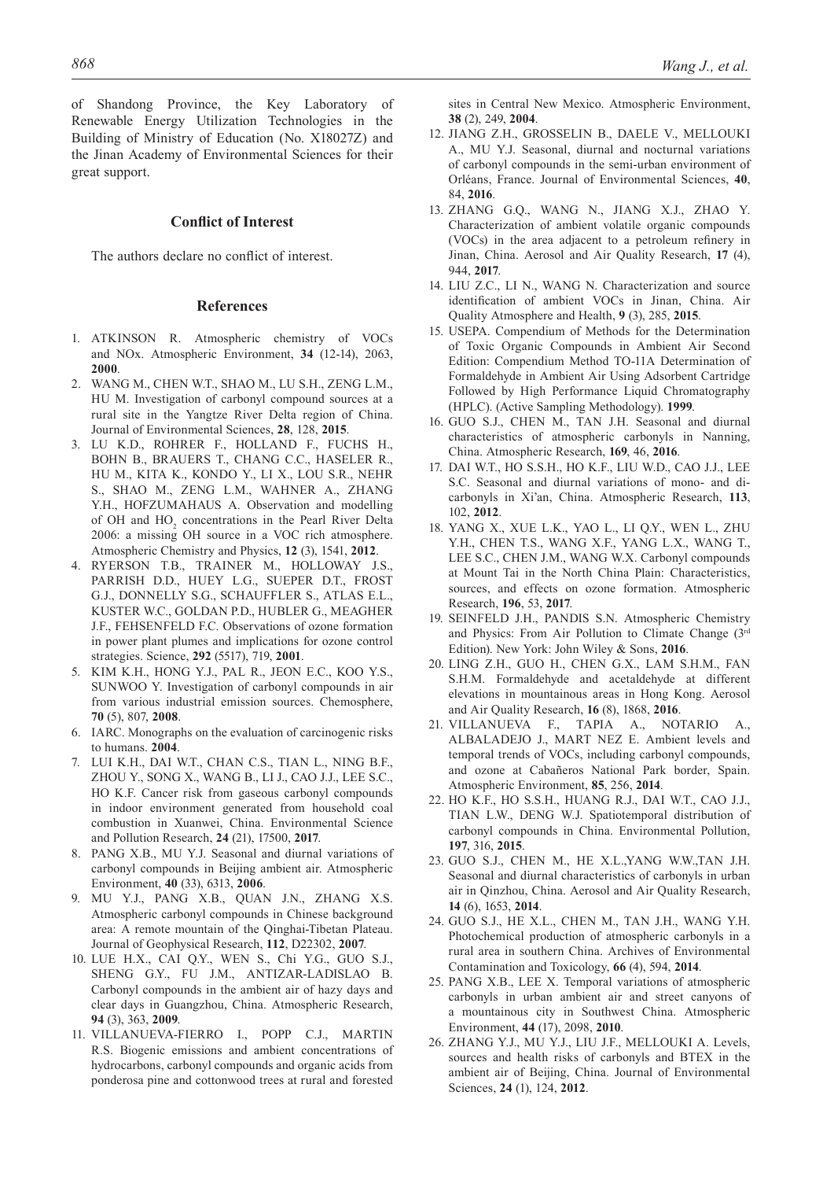of Shandong Province, the Key Laboratory of Renewable Energy Utilization Technologies in the Building of Ministry of Education (No. X18027Z) and the Jinan Academy of Environmental Sciences for their great support.

## Conflict of Interest

The authors declare no conflict of interest.

## References

1. ATKINSON R. Atmospheric chemistry of VOCs and NOx. Atmospheric Environment, **34** (12-14), 2063, **2000**.
2. WANG M., CHEN W.T., SHAO M., LU S.H., ZENG L.M., HU M. Investigation of carbonyl compound sources at a rural site in the Yangtze River Delta region of China. Journal of Environmental Sciences, **28**, 128, **2015**.
3. LU K.D., ROHRER F., HOLLAND F., FUCHS H., BOHN B., BRAUERS T., CHANG C.C., HASELER R., HU M., KITA K., KONDO Y., LI X., LOU S.R., NEHR S., SHAO M., ZENG L.M., WAHNER A., ZHANG Y.H., HOFZUMAHAUS A. Observation and modelling of OH and $HO_2$ concentrations in the Pearl River Delta 2006: a missing OH source in a VOC rich atmosphere. Atmospheric Chemistry and Physics, **12** (3), 1541, **2012**.
4. RYERSON T.B., TRAINER M., HOLLOWAY J.S., PARRISH D.D., HUEY L.G., SUEPER D.T., FROST G.J., DONNELLY S.G., SCHAUFFLER S., ATLAS E.L., KUSTER W.C., GOLDAN P.D., HUBLER G., MEAGHER J.F., FEHSENFELD F.C. Observations of ozone formation in power plant plumes and implications for ozone control strategies. Science, **292** (5517), 719, **2001**.
5. KIM K.H., HONG Y.J., PAL R., JEON E.C., KOO Y.S., SUNWOO Y. Investigation of carbonyl compounds in air from various industrial emission sources. Chemosphere, **70** (5), 807, **2008**.
6. IARC. Monographs on the evaluation of carcinogenic risks to humans. **2004**.
7. LUI K.H., DAI W.T., CHAN C.S., TIAN L., NING B.F., ZHOU Y., SONG X., WANG B., LI J., CAO J.J., LEE S.C., HO K.F. Cancer risk from gaseous carbonyl compounds in indoor environment generated from household coal combustion in Xuanwei, China. Environmental Science and Pollution Research, **24** (21), 17500, **2017**.
8. PANG X.B., MU Y.J. Seasonal and diurnal variations of carbonyl compounds in Beijing ambient air. Atmospheric Environment, **40** (33), 6313, **2006**.
9. MU Y.J., PANG X.B., QUAN J.N., ZHANG X.S. Atmospheric carbonyl compounds in Chinese background area: A remote mountain of the Qinghai-Tibetan Plateau. Journal of Geophysical Research, **112**, D22302, **2007**.
10. LUE H.X., CAI Q.Y., WEN S., Chi Y.G., GUO S.J., SHENG G.Y., FU J.M., ANTIZAR-LADISLAO B. Carbonyl compounds in the ambient air of hazy days and clear days in Guangzhou, China. Atmospheric Research, **94** (3), 363, **2009**.
11. VILLANUEVA-FIERRO I., POPP C.J., MARTIN R.S. Biogenic emissions and ambient concentrations of hydrocarbons, carbonyl compounds and organic acids from ponderosa pine and cottonwood trees at rural and forested sites in Central New Mexico. Atmospheric Environment, **38** (2), 249, **2004**.
12. JIANG Z.H., GROSSELIN B., DAELE V., MELLOUKI A., MU Y.J. Seasonal, diurnal and nocturnal variations of carbonyl compounds in the semi-urban environment of Orléans, France. Journal of Environmental Sciences, **40**, 84, **2016**.
13. ZHANG G.Q., WANG N., JIANG X.J., ZHAO Y. Characterization of ambient volatile organic compounds (VOCs) in the area adjacent to a petroleum refinery in Jinan, China. Aerosol and Air Quality Research, **17** (4), 944, **2017**.
14. LIU Z.C., LI N., WANG N. Characterization and source identification of ambient VOCs in Jinan, China. Air Quality Atmosphere and Health, **9** (3), 285, **2015**.
15. USEPA. Compendium of Methods for the Determination of Toxic Organic Compounds in Ambient Air Second Edition: Compendium Method TO-11A Determination of Formaldehyde in Ambient Air Using Adsorbent Cartridge Followed by High Performance Liquid Chromatography (HPLC). (Active Sampling Methodology). **1999**.
16. GUO S.J., CHEN M., TAN J.H. Seasonal and diurnal characteristics of atmospheric carbonyls in Nanning, China. Atmospheric Research, **169**, 46, **2016**.
17. DAI W.T., HO S.S.H., HO K.F., LIU W.D., CAO J.J., LEE S.C. Seasonal and diurnal variations of mono- and di-carbonyls in Xi'an, China. Atmospheric Research, **113**, 102, **2012**.
18. YANG X., XUE L.K., YAO L., LI Q.Y., WEN L., ZHU Y.H., CHEN T.S., WANG X.F., YANG L.X., WANG T., LEE S.C., CHEN J.M., WANG W.X. Carbonyl compounds at Mount Tai in the North China Plain: Characteristics, sources, and effects on ozone formation. Atmospheric Research, **196**, 53, **2017**.
19. SEINFELD J.H., PANDIS S.N. Atmospheric Chemistry and Physics: From Air Pollution to Climate Change (3rd Edition). New York: John Wiley & Sons, **2016**.
20. LING Z.H., GUO H., CHEN G.X., LAM S.H.M., FAN S.H.M. Formaldehyde and acetaldehyde at different elevations in mountainous areas in Hong Kong. Aerosol and Air Quality Research, **16** (8), 1868, **2016**.
21. VILLANUEVA F., TAPIA A., NOTARIO A., ALBALADEJO J., MART NEZ E. Ambient levels and temporal trends of VOCs, including carbonyl compounds, and ozone at Cabañeros National Park border, Spain. Atmospheric Environment, **85**, 256, **2014**.
22. HO K.F., HO S.S.H., HUANG R.J., DAI W.T., CAO J.J., TIAN L.W., DENG W.J. Spatiotemporal distribution of carbonyl compounds in China. Environmental Pollution, **197**, 316, **2015**.
23. GUO S.J., CHEN M., HE X.L.,YANG W.W.,TAN J.H. Seasonal and diurnal characteristics of carbonyls in urban air in Qinzhou, China. Aerosol and Air Quality Research, **14** (6), 1653, **2014**.
24. GUO S.J., HE X.L., CHEN M., TAN J.H., WANG Y.H. Photochemical production of atmospheric carbonyls in a rural area in southern China. Archives of Environmental Contamination and Toxicology, **66** (4), 594, **2014**.
25. PANG X.B., LEE X. Temporal variations of atmospheric carbonyls in urban ambient air and street canyons of a mountainous city in Southwest China. Atmospheric Environment, **44** (17), 2098, **2010**.
26. ZHANG Y.J., MU Y.J., LIU J.F., MELLOUKI A. Levels, sources and health risks of carbonyls and BTEX in the ambient air of Beijing, China. Journal of Environmental Sciences, **24** (1), 124, **2012**.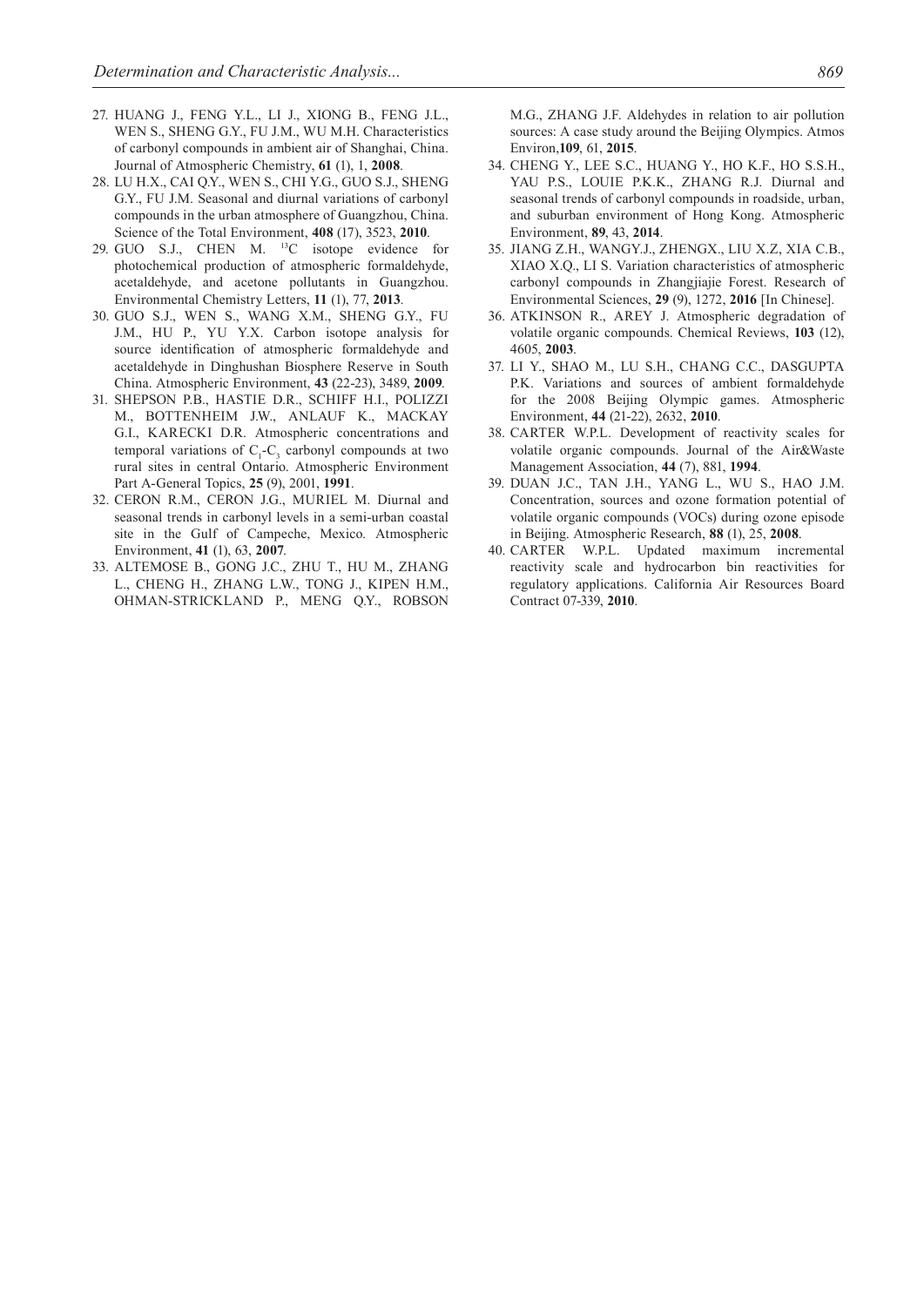27. HUANG J., FENG Y.L., LI J., XIONG B., FENG J.L., WEN S., SHENG G.Y., FU J.M., WU M.H. Characteristics of carbonyl compounds in ambient air of Shanghai, China. Journal of Atmospheric Chemistry, **61** (1), 1, **2008**.
28. LU H.X., CAI Q.Y., WEN S., CHI Y.G., GUO S.J., SHENG G.Y., FU J.M. Seasonal and diurnal variations of carbonyl compounds in the urban atmosphere of Guangzhou, China. Science of the Total Environment, **408** (17), 3523, **2010**.
29. GUO S.J., CHEN M. $^{13}C$ isotope evidence for photochemical production of atmospheric formaldehyde, acetaldehyde, and acetone pollutants in Guangzhou. Environmental Chemistry Letters, **11** (1), 77, **2013**.
30. GUO S.J., WEN S., WANG X.M., SHENG G.Y., FU J.M., HU P., YU Y.X. Carbon isotope analysis for source identification of atmospheric formaldehyde and acetaldehyde in Dinghushan Biosphere Reserve in South China. Atmospheric Environment, **43** (22-23), 3489, **2009**.
31. SHEPSON P.B., HASTIE D.R., SCHIFF H.I., POLIZZI M., BOTTENHEIM J.W., ANLAUF K., MACKAY G.I., KARECKI D.R. Atmospheric concentrations and temporal variations of $C_1$-$C_3$ carbonyl compounds at two rural sites in central Ontario. Atmospheric Environment Part A-General Topics, **25** (9), 2001, **1991**.
32. CERON R.M., CERON J.G., MURIEL M. Diurnal and seasonal trends in carbonyl levels in a semi-urban coastal site in the Gulf of Campeche, Mexico. Atmospheric Environment, **41** (1), 63, **2007**.
33. ALTEMOSE B., GONG J.C., ZHU T., HU M., ZHANG L., CHENG H., ZHANG L.W., TONG J., KIPEN H.M., OHMAN-STRICKLAND P., MENG Q.Y., ROBSON M.G., ZHANG J.F. Aldehydes in relation to air pollution sources: A case study around the Beijing Olympics. Atmos Environ,**109**, 61, **2015**.
34. CHENG Y., LEE S.C., HUANG Y., HO K.F., HO S.S.H., YAU P.S., LOUIE P.K.K., ZHANG R.J. Diurnal and seasonal trends of carbonyl compounds in roadside, urban, and suburban environment of Hong Kong. Atmospheric Environment, **89**, 43, **2014**.
35. JIANG Z.H., WANGY.J., ZHENGX., LIU X.Z, XIA C.B., XIAO X.Q., LI S. Variation characteristics of atmospheric carbonyl compounds in Zhangjiajie Forest. Research of Environmental Sciences, **29** (9), 1272, **2016** [In Chinese].
36. ATKINSON R., AREY J. Atmospheric degradation of volatile organic compounds. Chemical Reviews, **103** (12), 4605, **2003**.
37. LI Y., SHAO M., LU S.H., CHANG C.C., DASGUPTA P.K. Variations and sources of ambient formaldehyde for the 2008 Beijing Olympic games. Atmospheric Environment, **44** (21-22), 2632, **2010**.
38. CARTER W.P.L. Development of reactivity scales for volatile organic compounds. Journal of the Air&Waste Management Association, **44** (7), 881, **1994**.
39. DUAN J.C., TAN J.H., YANG L., WU S., HAO J.M. Concentration, sources and ozone formation potential of volatile organic compounds (VOCs) during ozone episode in Beijing. Atmospheric Research, **88** (1), 25, **2008**.
40. CARTER W.P.L. Updated maximum incremental reactivity scale and hydrocarbon bin reactivities for regulatory applications. California Air Resources Board Contract 07-339, **2010**.